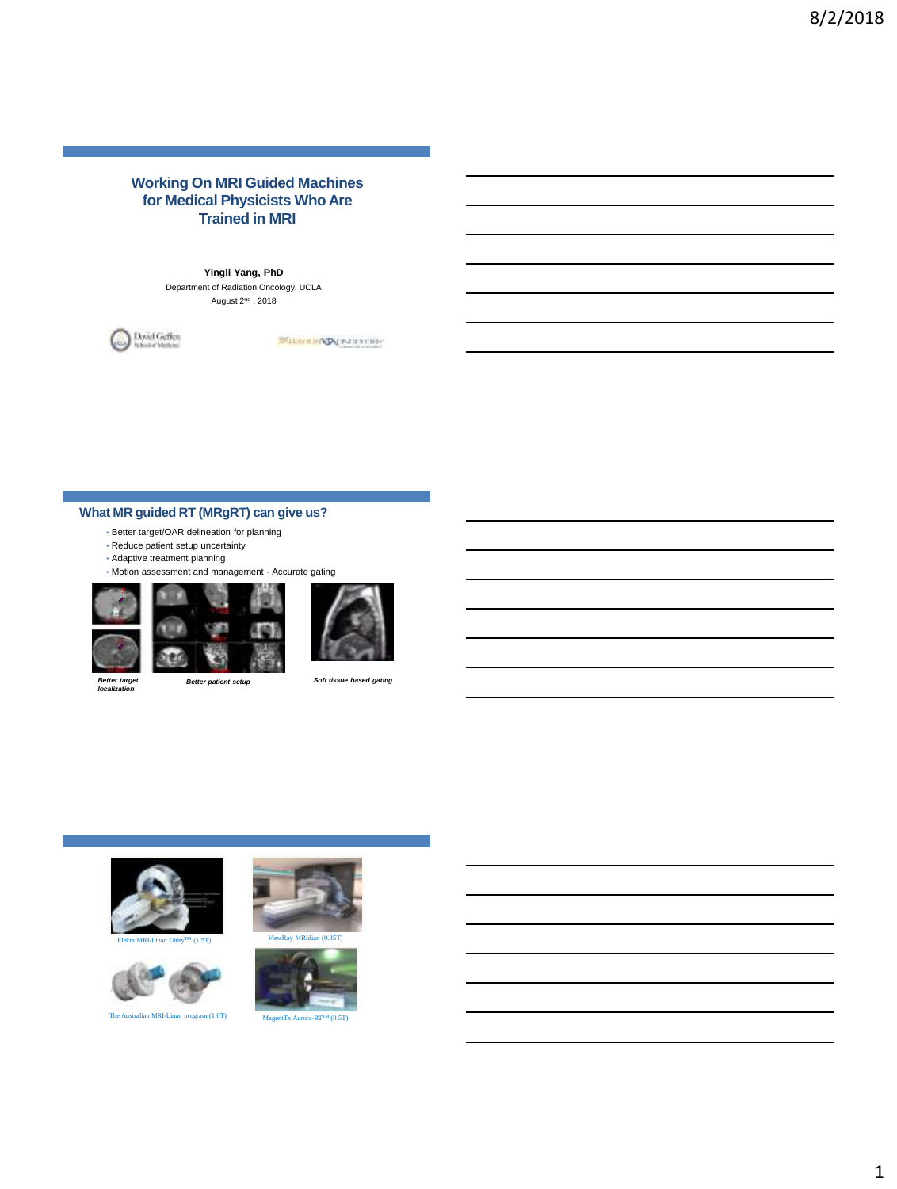# Working On MRI Guided Machines for Medical Physicists Who Are Trained in MRI

**Yingli Yang, PhD**

Department of Radiation Oncology, UCLA

August 2nd, 2018

## What MR guided RT (MRgRT) can give us?

- Better target/OAR delineation for planning
- Reduce patient setup uncertainty
- Adaptive treatment planning
- Motion assessment and management - Accurate gating

*Better target localization*

*Better patient setup*

*Soft tissue based gating*

Elekta MRI-Linac Unity™ (1.5T)

ViewRay MRIdian (0.35T)

The Australian MRI-Linac program (1.0T)

MagentTx Aurora-RT™ (0.5T)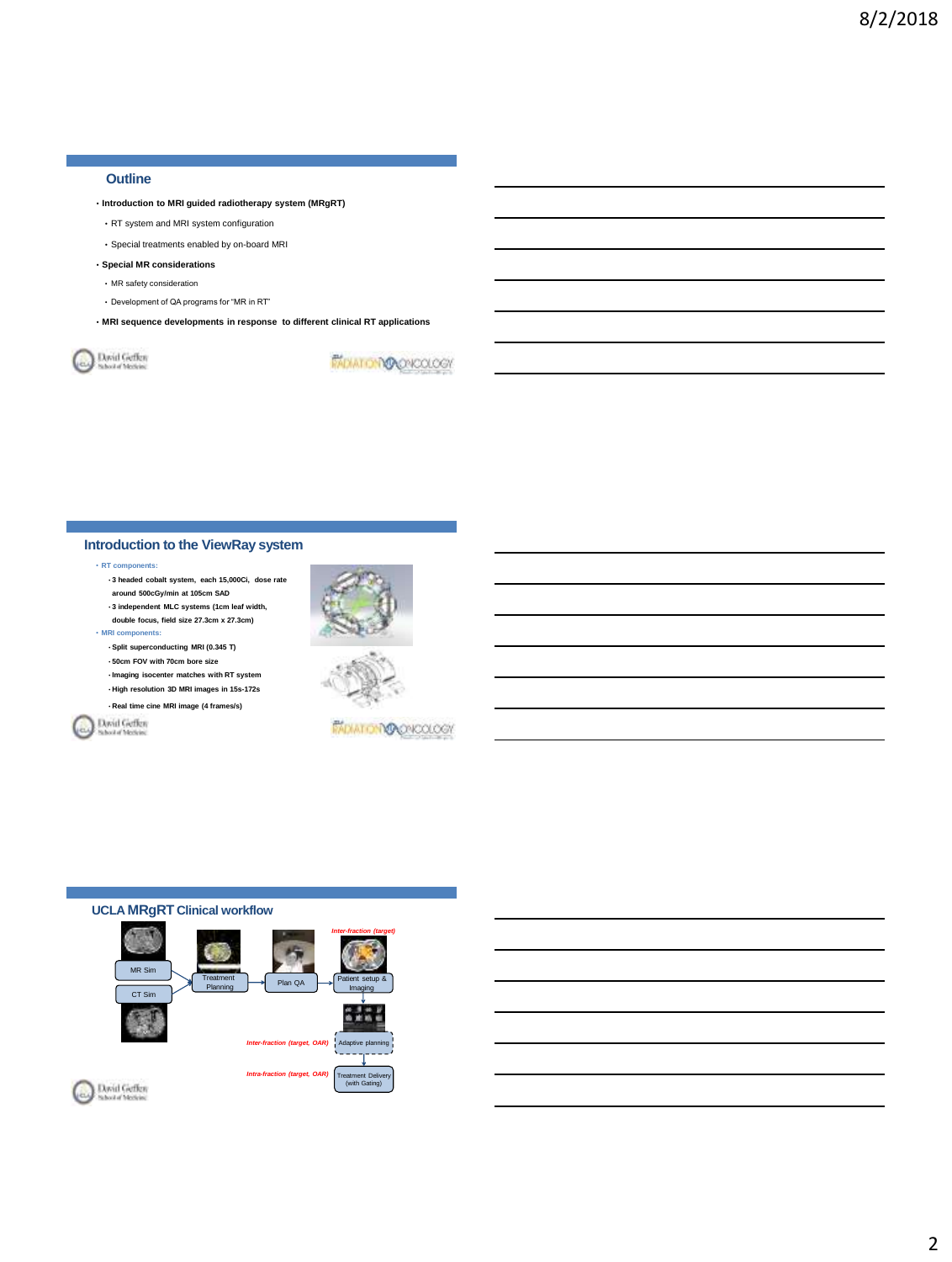## Outline

- Introduction to MRI guided radiotherapy system (MRgRT)
  - RT system and MRI system configuration
  - Special treatments enabled by on-board MRI
- Special MR considerations
  - MR safety consideration
  - Development of QA programs for "MR in RT"
- MRI sequence developments in response to different clinical RT applications

## Introduction to the ViewRay system

- RT components:
  - 3 headed cobalt system, each 15,000Ci, dose rate around 500cGy/min at 105cm SAD
  - 3 independent MLC systems (1cm leaf width, double focus, field size 27.3cm x 27.3cm)
- MRI components:
  - Split superconducting MRI (0.345 T)
  - 50cm FOV with 70cm bore size
  - Imaging isocenter matches with RT system
  - High resolution 3D MRI images in 15s-172s
  - Real time cine MRI image (4 frames/s)

## UCLA MRgRT Clinical workflow

MR Sim / CT Sim → Treatment Planning → Plan QA → Patient setup & Imaging → Adaptive planning → Treatment Delivery (with Gating)

*Inter-fraction (target)*

*Inter-fraction (target, OAR)*

*Intra-fraction (target, OAR)*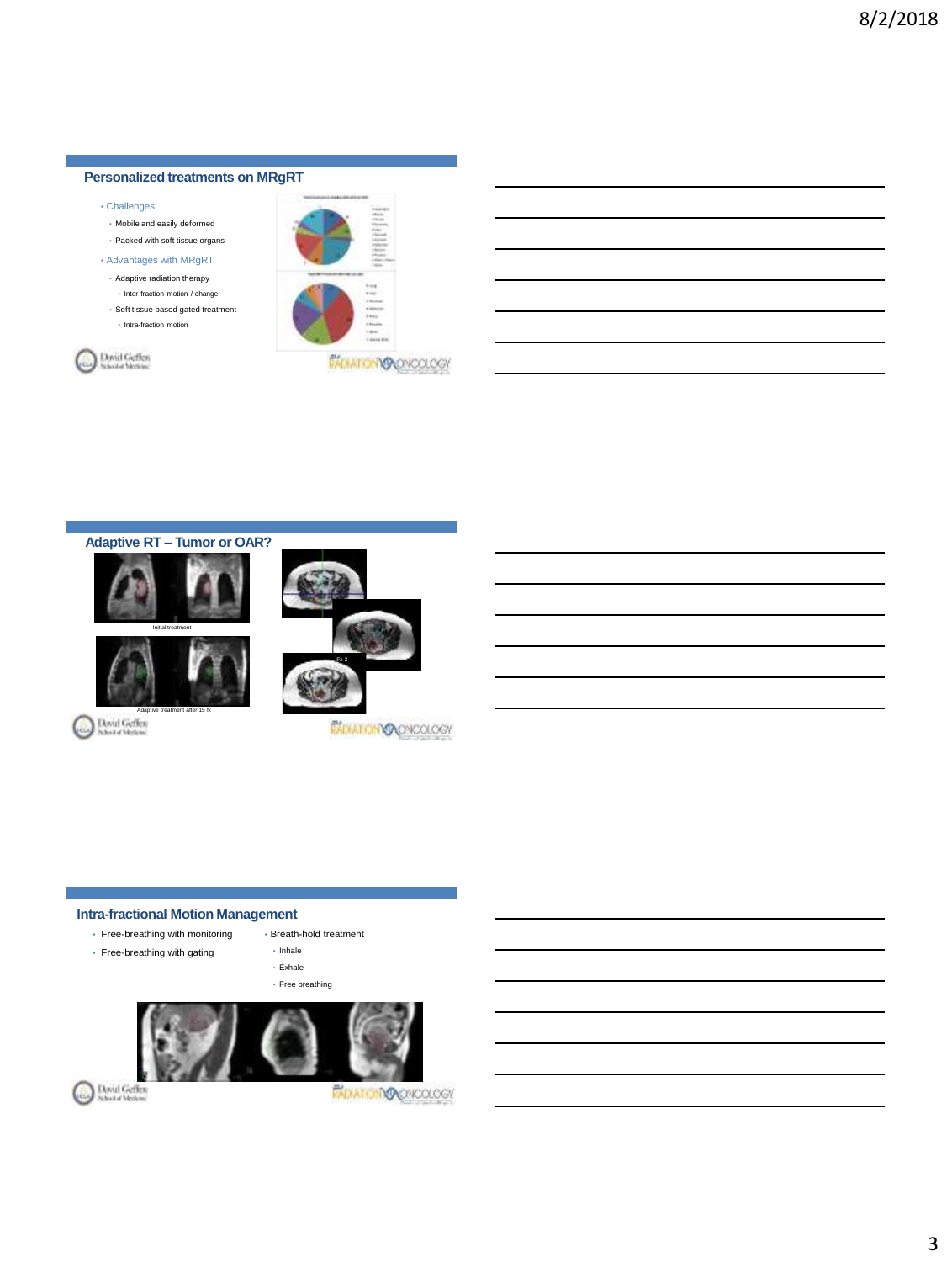## Personalized treatments on MRgRT

- Challenges:
  - Mobile and easily deformed
  - Packed with soft tissue organs
- Advantages with MRgRT:
  - Adaptive radiation therapy
    - Inter-fraction motion / change
  - Soft tissue based gated treatment
    - Intra-fraction motion

## Adaptive RT – Tumor or OAR?

Initial treatment

Adaptive treatment after 15 fx

Fx 3

## Intra-fractional Motion Management

- Free-breathing with monitoring
- Free-breathing with gating
- Breath-hold treatment
  - Inhale
  - Exhale
  - Free breathing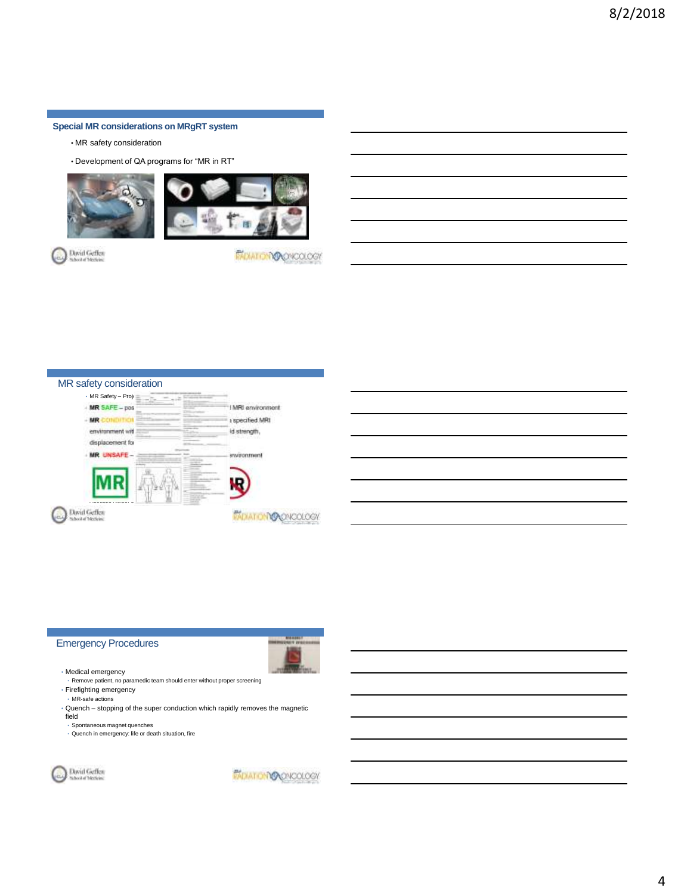## Special MR considerations on MRgRT system

- MR safety consideration
- Development of QA programs for "MR in RT"

## MR safety consideration

- MR Safety – Proj
- MR SAFE – pos … MRI environment
- MR CONDITION … specified MRI environment wit … d strength, displacement fo
- MR UNSAFE – … nvironment

## Emergency Procedures

- Medical emergency
  - Remove patient, no paramedic team should enter without proper screening
- Firefighting emergency
  - MR-safe actions
- Quench – stopping of the super conduction which rapidly removes the magnetic field
  - Spontaneous magnet quenches
  - Quench in emergency: life or death situation, fire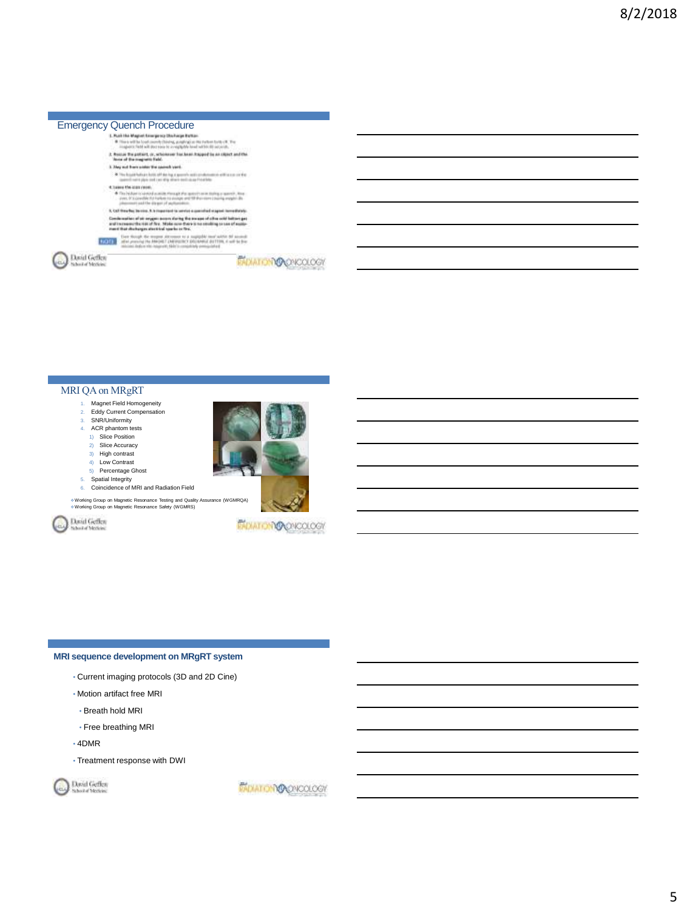## Emergency Quench Procedure

1. Push the Magnet Emergency Discharge Button
   - There will be loud sounds (hissing, gurgling) as the helium boils off. The magnetic field will decrease to a negligible level within 60 seconds.
2. Rescue the patient, or, whomever has been trapped by an object and the force of the magnetic field.
3. Stay out from under the quench vent.
   - The liquid helium boils off during a quench and condensation will occur on the quench vent pipe and can drip down and cause frostbite.
4. Leave the scan room.
   - The helium is vented outside through the quench vent during a quench. However, it is possible for helium to escape and fill the room causing oxygen displacement and the danger of asphyxiation.
5. Call ViewRay Service. It is important to service a quenched magnet immediately.

Condensation of air oxygen occurs during the escape of ultra-cold helium gas and increases the risk of fire. Make sure there is no smoking or use of equipment that discharges electrical sparks or fire.

NOTE: Even though the magnet decreases to a negligible level within 60 seconds after pressing the MAGNET EMERGENCY DISCHARGE BUTTON, it will be five minutes before the magnetic field is completely extinguished.

## MRI QA on MRgRT

1. Magnet Field Homogeneity
2. Eddy Current Compensation
3. SNR/Uniformity
4. ACR phantom tests
   1) Slice Position
   2) Slice Accuracy
   3) High contrast
   4) Low Contrast
   5) Percentage Ghost
5. Spatial Integrity
6. Coincidence of MRI and Radiation Field

- Working Group on Magnetic Resonance Testing and Quality Assurance (WGMRQA)
- Working Group on Magnetic Resonance Safety (WGMRS)

## MRI sequence development on MRgRT system

- Current imaging protocols (3D and 2D Cine)
- Motion artifact free MRI
  - Breath hold MRI
  - Free breathing MRI
- 4DMR
- Treatment response with DWI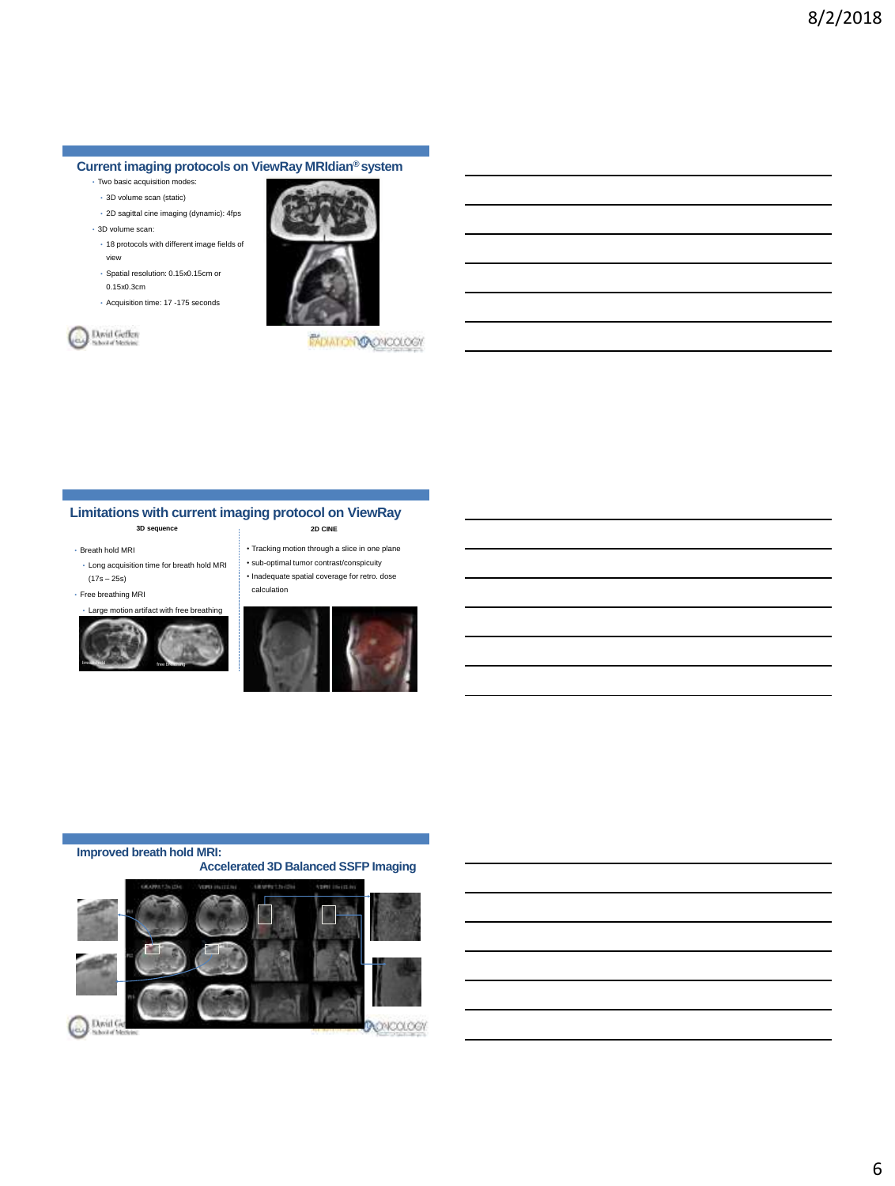## Current imaging protocols on ViewRay MRIdian® system

- Two basic acquisition modes:
  - 3D volume scan (static)
  - 2D sagittal cine imaging (dynamic): 4fps
- 3D volume scan:
  - 18 protocols with different image fields of view
  - Spatial resolution: 0.15x0.15cm or 0.15x0.3cm
  - Acquisition time: 17 -175 seconds

## Limitations with current imaging protocol on ViewRay

**3D sequence**

- Breath hold MRI
  - Long acquisition time for breath hold MRI (17s – 25s)
- Free breathing MRI
  - Large motion artifact with free breathing

**2D CINE**

- Tracking motion through a slice in one plane
- sub-optimal tumor contrast/conspicuity
- Inadequate spatial coverage for retro. dose calculation

## Improved breath hold MRI: Accelerated 3D Balanced SSFP Imaging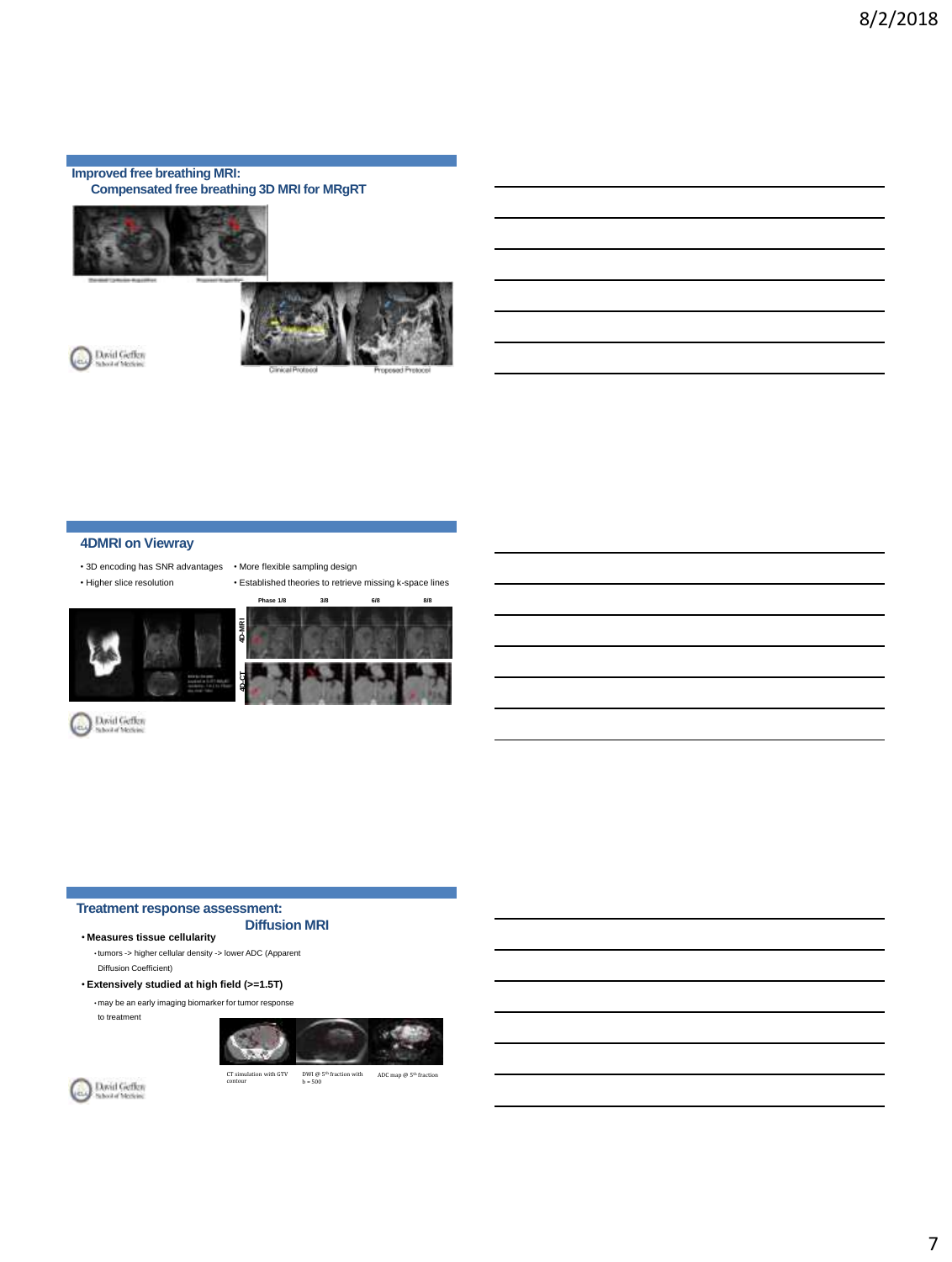## Improved free breathing MRI: Compensated free breathing 3D MRI for MRgRT

Clinical Protocol

Proposed Protocol

## 4DMRI on Viewray

- 3D encoding has SNR advantages
- Higher slice resolution
- More flexible sampling design
- Established theories to retrieve missing k-space lines

Phase 1/8 | 3/8 | 6/8 | 8/8

4D-MRI

4D-CT

## Treatment response assessment: Diffusion MRI

- **Measures tissue cellularity**
  - tumors -> higher cellular density -> lower ADC (Apparent Diffusion Coefficient)
- **Extensively studied at high field (>=1.5T)**
  - may be an early imaging biomarker for tumor response to treatment

CT simulation with GTV contour

DWI @ 5th fraction with b = 500

ADC map @ 5th fraction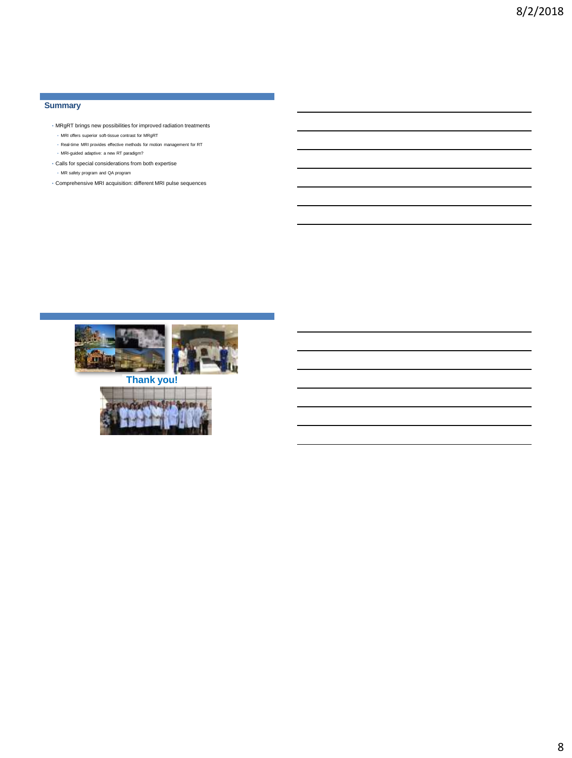## Summary

- MRgRT brings new possibilities for improved radiation treatments
  - MRI offers superior soft-tissue contrast for MRgRT
  - Real-time MRI provides effective methods for motion management for RT
  - MRI-guided adaptive: a new RT paradigm?
- Calls for special considerations from both expertise
  - MR safety program and QA program
- Comprehensive MRI acquisition: different MRI pulse sequences

**Thank you!**